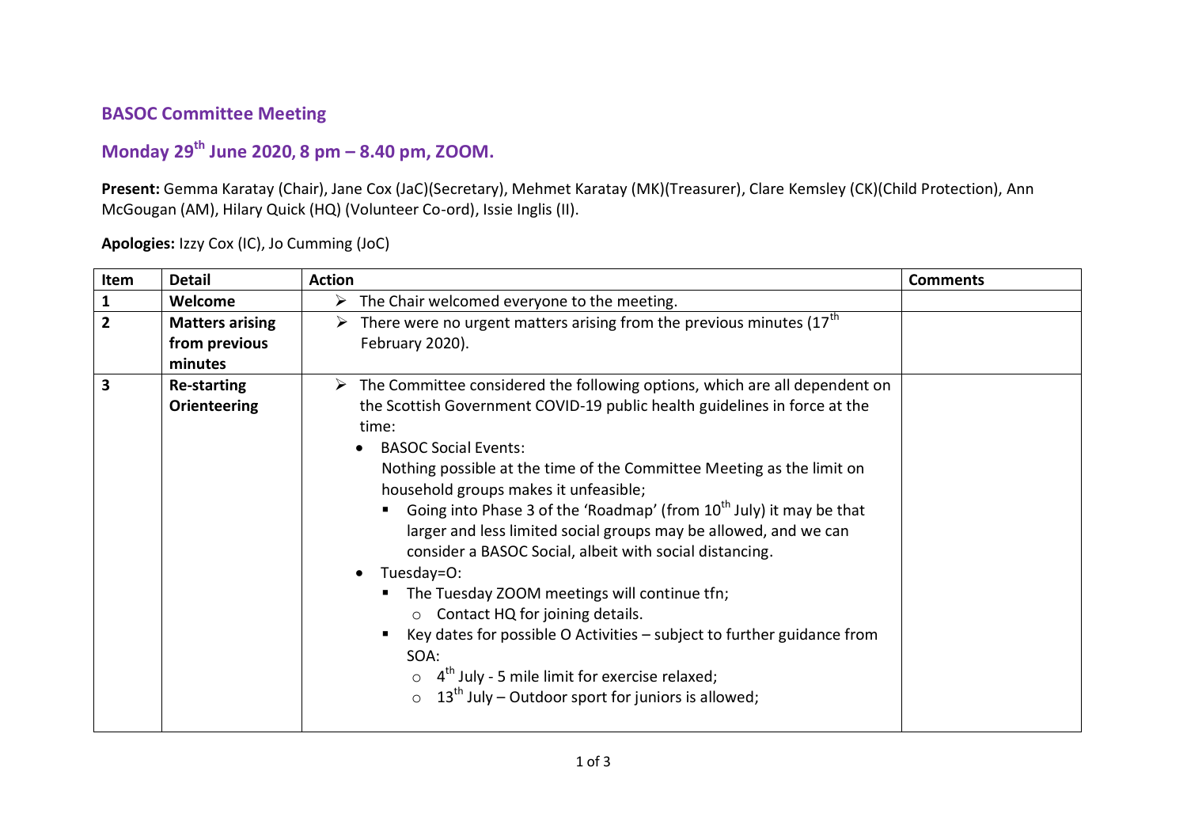## BASOC Committee Meeting

## Monday 29th June 2020, 8 pm – 8.40 pm, ZOOM.

**Present:** Gemma Karatay (Chair), Jane Cox (JaC)(Secretary), Mehmet Karatay (MK)(Treasurer), Clare Kemsley (CK)(Child Protection), Ann McGougan (AM), Hilary Quick (HQ) (Volunteer Co-ord), Issie Inglis (II).

**Apologies:** Izzy Cox (IC), Jo Cumming (JoC)

| Item | Detail | Action | Comments |
|---|---|---|---|
| **1** | **Welcome** | ➢ The Chair welcomed everyone to the meeting. | |
| **2** | **Matters arising from previous minutes** | ➢ There were no urgent matters arising from the previous minutes (17th February 2020). | |
| **3** | **Re-starting Orienteering** | ➢ The Committee considered the following options, which are all dependent on the Scottish Government COVID-19 public health guidelines in force at the time:<br>• BASOC Social Events:<br>Nothing possible at the time of the Committee Meeting as the limit on household groups makes it unfeasible;<br>▪ Going into Phase 3 of the 'Roadmap' (from 10th July) it may be that larger and less limited social groups may be allowed, and we can consider a BASOC Social, albeit with social distancing.<br>• Tuesday=O:<br>▪ The Tuesday ZOOM meetings will continue tfn;<br>○ Contact HQ for joining details.<br>▪ Key dates for possible O Activities – subject to further guidance from SOA:<br>○ 4th July - 5 mile limit for exercise relaxed;<br>○ 13th July – Outdoor sport for juniors is allowed; | |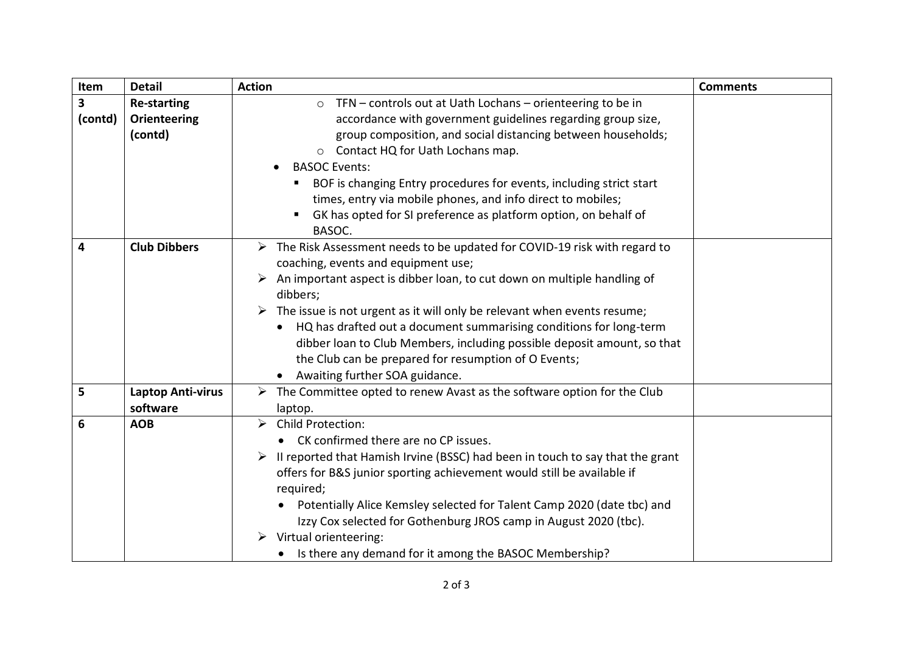| Item | Detail | Action | Comments |
|---|---|---|---|
| **3 (contd)** | **Re-starting Orienteering (contd)** | ○ TFN – controls out at Uath Lochans – orienteering to be in accordance with government guidelines regarding group size, group composition, and social distancing between households;<br>○ Contact HQ for Uath Lochans map.<br>• BASOC Events:<br>▪ BOF is changing Entry procedures for events, including strict start times, entry via mobile phones, and info direct to mobiles;<br>▪ GK has opted for SI preference as platform option, on behalf of BASOC. | |
| **4** | **Club Dibbers** | ➢ The Risk Assessment needs to be updated for COVID-19 risk with regard to coaching, events and equipment use;<br>➢ An important aspect is dibber loan, to cut down on multiple handling of dibbers;<br>➢ The issue is not urgent as it will only be relevant when events resume;<br>• HQ has drafted out a document summarising conditions for long-term dibber loan to Club Members, including possible deposit amount, so that the Club can be prepared for resumption of O Events;<br>• Awaiting further SOA guidance. | |
| **5** | **Laptop Anti-virus software** | ➢ The Committee opted to renew Avast as the software option for the Club laptop. | |
| **6** | **AOB** | ➢ Child Protection:<br>• CK confirmed there are no CP issues.<br>➢ II reported that Hamish Irvine (BSSC) had been in touch to say that the grant offers for B&S junior sporting achievement would still be available if required;<br>• Potentially Alice Kemsley selected for Talent Camp 2020 (date tbc) and Izzy Cox selected for Gothenburg JROS camp in August 2020 (tbc).<br>➢ Virtual orienteering:<br>• Is there any demand for it among the BASOC Membership? | |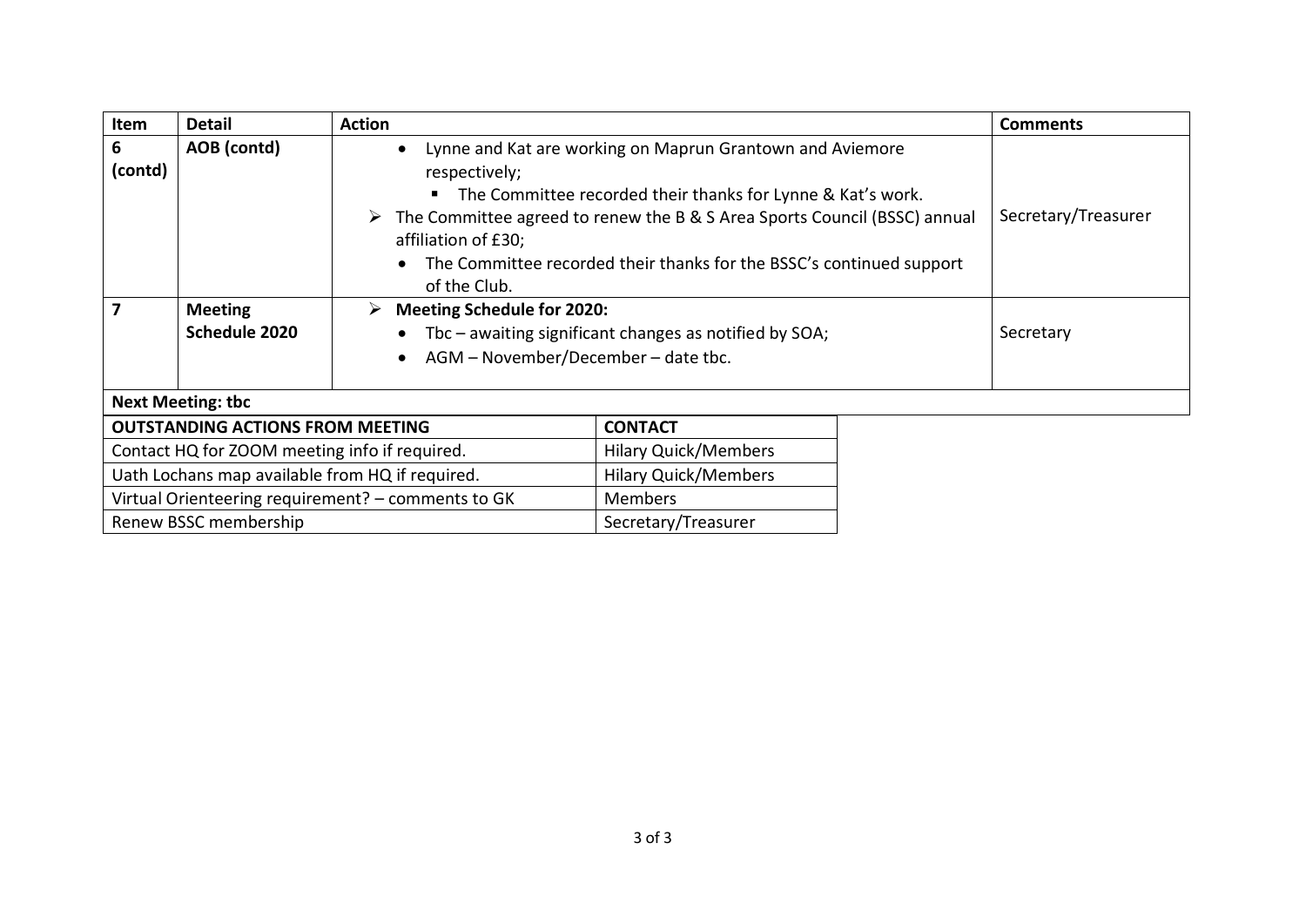| Item | Detail | Action | Comments |
|---|---|---|---|
| 6 (contd) | **AOB (contd)** | • Lynne and Kat are working on Maprun Grantown and Aviemore respectively;<br>▪ The Committee recorded their thanks for Lynne & Kat's work.<br>➢ The Committee agreed to renew the B & S Area Sports Council (BSSC) annual affiliation of £30;<br>• The Committee recorded their thanks for the BSSC's continued support of the Club. | Secretary/Treasurer |
| 7 | **Meeting Schedule 2020** | ➢ **Meeting Schedule for 2020:**<br>• Tbc – awaiting significant changes as notified by SOA;<br>• AGM – November/December – date tbc. | Secretary |

**Next Meeting: tbc**

| OUTSTANDING ACTIONS FROM MEETING | CONTACT |
|---|---|
| Contact HQ for ZOOM meeting info if required. | Hilary Quick/Members |
| Uath Lochans map available from HQ if required. | Hilary Quick/Members |
| Virtual Orienteering requirement? – comments to GK | Members |
| Renew BSSC membership | Secretary/Treasurer |